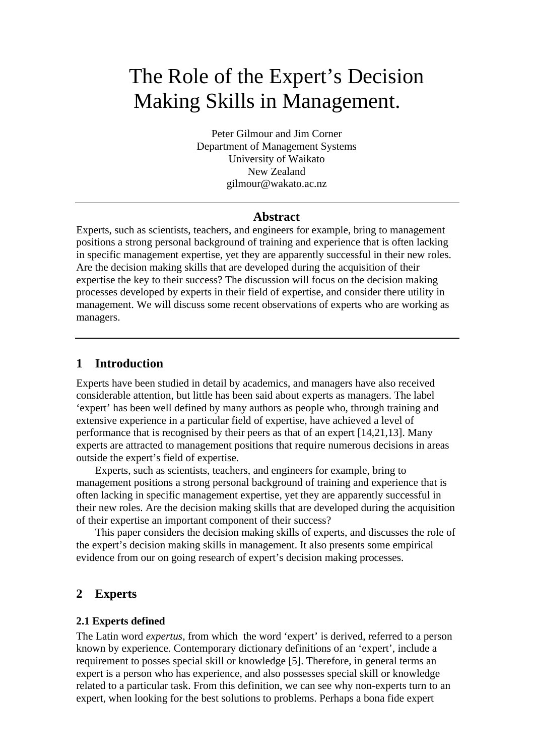# The Role of the Expert's Decision Making Skills in Management.

Peter Gilmour and Jim Corner
Department of Management Systems
University of Waikato
New Zealand
gilmour@wakato.ac.nz

---

## Abstract

Experts, such as scientists, teachers, and engineers for example, bring to management positions a strong personal background of training and experience that is often lacking in specific management expertise, yet they are apparently successful in their new roles. Are the decision making skills that are developed during the acquisition of their expertise the key to their success? The discussion will focus on the decision making processes developed by experts in their field of expertise, and consider there utility in management. We will discuss some recent observations of experts who are working as managers.

---

## 1 Introduction

Experts have been studied in detail by academics, and managers have also received considerable attention, but little has been said about experts as managers. The label 'expert' has been well defined by many authors as people who, through training and extensive experience in a particular field of expertise, have achieved a level of performance that is recognised by their peers as that of an expert [14,21,13]. Many experts are attracted to management positions that require numerous decisions in areas outside the expert's field of expertise.

Experts, such as scientists, teachers, and engineers for example, bring to management positions a strong personal background of training and experience that is often lacking in specific management expertise, yet they are apparently successful in their new roles. Are the decision making skills that are developed during the acquisition of their expertise an important component of their success?

This paper considers the decision making skills of experts, and discusses the role of the expert's decision making skills in management. It also presents some empirical evidence from our on going research of expert's decision making processes.

## 2 Experts

### 2.1 Experts defined

The Latin word *expertus*, from which the word 'expert' is derived, referred to a person known by experience. Contemporary dictionary definitions of an 'expert', include a requirement to posses special skill or knowledge [5]. Therefore, in general terms an expert is a person who has experience, and also possesses special skill or knowledge related to a particular task. From this definition, we can see why non-experts turn to an expert, when looking for the best solutions to problems. Perhaps a bona fide expert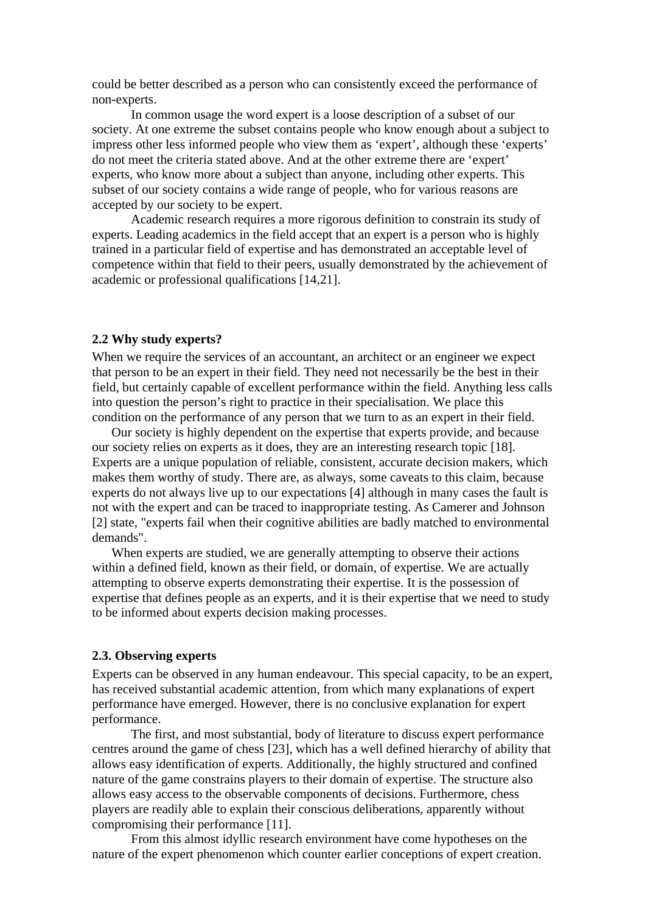could be better described as a person who can consistently exceed the performance of non-experts.

In common usage the word expert is a loose description of a subset of our society. At one extreme the subset contains people who know enough about a subject to impress other less informed people who view them as 'expert', although these 'experts' do not meet the criteria stated above. And at the other extreme there are 'expert' experts, who know more about a subject than anyone, including other experts. This subset of our society contains a wide range of people, who for various reasons are accepted by our society to be expert.

Academic research requires a more rigorous definition to constrain its study of experts. Leading academics in the field accept that an expert is a person who is highly trained in a particular field of expertise and has demonstrated an acceptable level of competence within that field to their peers, usually demonstrated by the achievement of academic or professional qualifications [14,21].

### 2.2 Why study experts?

When we require the services of an accountant, an architect or an engineer we expect that person to be an expert in their field. They need not necessarily be the best in their field, but certainly capable of excellent performance within the field. Anything less calls into question the person's right to practice in their specialisation. We place this condition on the performance of any person that we turn to as an expert in their field.

Our society is highly dependent on the expertise that experts provide, and because our society relies on experts as it does, they are an interesting research topic [18]. Experts are a unique population of reliable, consistent, accurate decision makers, which makes them worthy of study. There are, as always, some caveats to this claim, because experts do not always live up to our expectations [4] although in many cases the fault is not with the expert and can be traced to inappropriate testing. As Camerer and Johnson [2] state, "experts fail when their cognitive abilities are badly matched to environmental demands".

When experts are studied, we are generally attempting to observe their actions within a defined field, known as their field, or domain, of expertise. We are actually attempting to observe experts demonstrating their expertise. It is the possession of expertise that defines people as an experts, and it is their expertise that we need to study to be informed about experts decision making processes.

### 2.3. Observing experts

Experts can be observed in any human endeavour. This special capacity, to be an expert, has received substantial academic attention, from which many explanations of expert performance have emerged. However, there is no conclusive explanation for expert performance.

The first, and most substantial, body of literature to discuss expert performance centres around the game of chess [23], which has a well defined hierarchy of ability that allows easy identification of experts. Additionally, the highly structured and confined nature of the game constrains players to their domain of expertise. The structure also allows easy access to the observable components of decisions. Furthermore, chess players are readily able to explain their conscious deliberations, apparently without compromising their performance [11].

From this almost idyllic research environment have come hypotheses on the nature of the expert phenomenon which counter earlier conceptions of expert creation.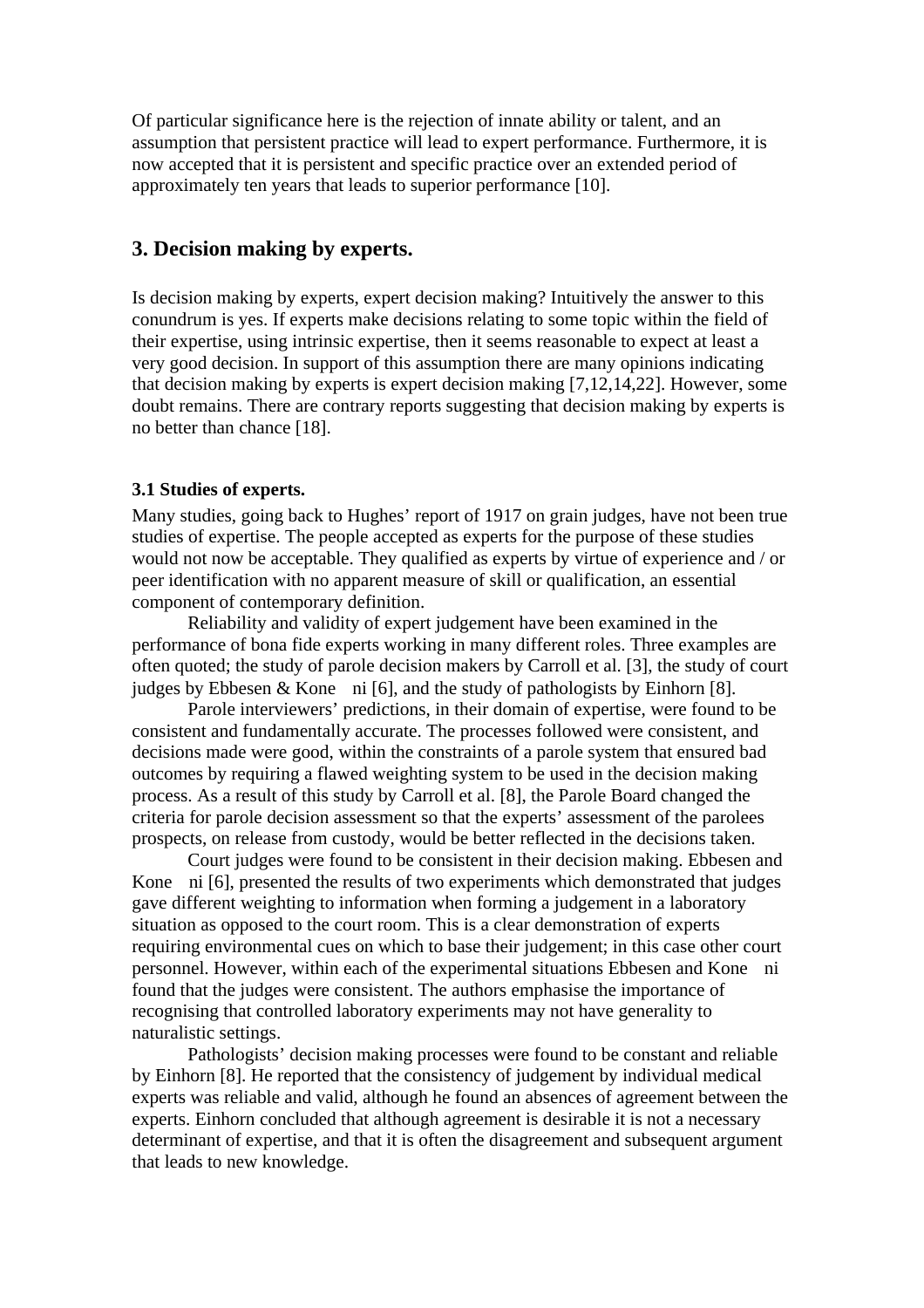Of particular significance here is the rejection of innate ability or talent, and an assumption that persistent practice will lead to expert performance. Furthermore, it is now accepted that it is persistent and specific practice over an extended period of approximately ten years that leads to superior performance [10].

## 3. Decision making by experts.

Is decision making by experts, expert decision making? Intuitively the answer to this conundrum is yes. If experts make decisions relating to some topic within the field of their expertise, using intrinsic expertise, then it seems reasonable to expect at least a very good decision. In support of this assumption there are many opinions indicating that decision making by experts is expert decision making [7,12,14,22]. However, some doubt remains. There are contrary reports suggesting that decision making by experts is no better than chance [18].

### 3.1 Studies of experts.

Many studies, going back to Hughes' report of 1917 on grain judges, have not been true studies of expertise. The people accepted as experts for the purpose of these studies would not now be acceptable. They qualified as experts by virtue of experience and / or peer identification with no apparent measure of skill or qualification, an essential component of contemporary definition.

Reliability and validity of expert judgement have been examined in the performance of bona fide experts working in many different roles. Three examples are often quoted; the study of parole decision makers by Carroll et al. [3], the study of court judges by Ebbesen & Kone ni [6], and the study of pathologists by Einhorn [8].

Parole interviewers' predictions, in their domain of expertise, were found to be consistent and fundamentally accurate. The processes followed were consistent, and decisions made were good, within the constraints of a parole system that ensured bad outcomes by requiring a flawed weighting system to be used in the decision making process. As a result of this study by Carroll et al. [8], the Parole Board changed the criteria for parole decision assessment so that the experts' assessment of the parolees prospects, on release from custody, would be better reflected in the decisions taken.

Court judges were found to be consistent in their decision making. Ebbesen and Kone ni [6], presented the results of two experiments which demonstrated that judges gave different weighting to information when forming a judgement in a laboratory situation as opposed to the court room. This is a clear demonstration of experts requiring environmental cues on which to base their judgement; in this case other court personnel. However, within each of the experimental situations Ebbesen and Kone ni found that the judges were consistent. The authors emphasise the importance of recognising that controlled laboratory experiments may not have generality to naturalistic settings.

Pathologists' decision making processes were found to be constant and reliable by Einhorn [8]. He reported that the consistency of judgement by individual medical experts was reliable and valid, although he found an absences of agreement between the experts. Einhorn concluded that although agreement is desirable it is not a necessary determinant of expertise, and that it is often the disagreement and subsequent argument that leads to new knowledge.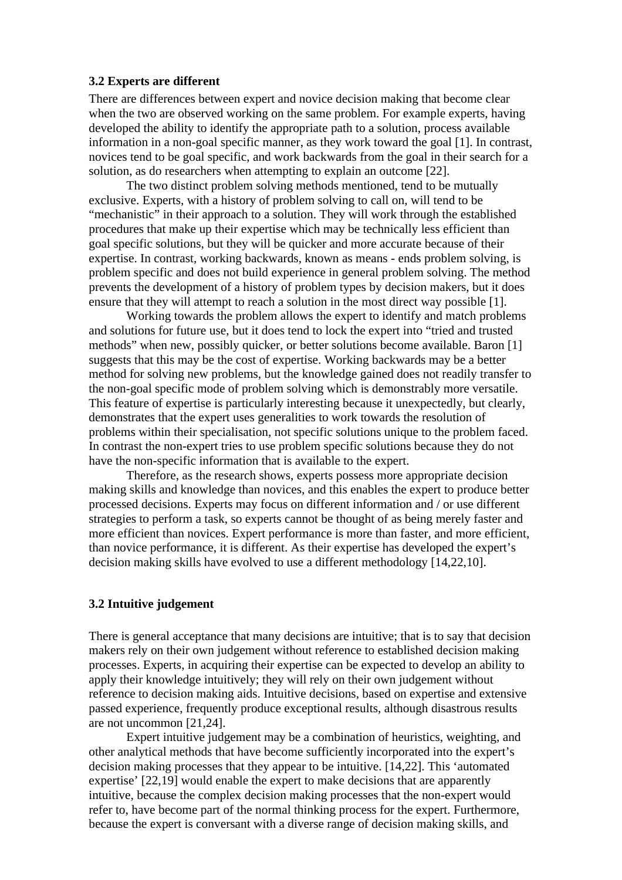### 3.2 Experts are different

There are differences between expert and novice decision making that become clear when the two are observed working on the same problem. For example experts, having developed the ability to identify the appropriate path to a solution, process available information in a non-goal specific manner, as they work toward the goal [1]. In contrast, novices tend to be goal specific, and work backwards from the goal in their search for a solution, as do researchers when attempting to explain an outcome [22].

The two distinct problem solving methods mentioned, tend to be mutually exclusive. Experts, with a history of problem solving to call on, will tend to be "mechanistic" in their approach to a solution. They will work through the established procedures that make up their expertise which may be technically less efficient than goal specific solutions, but they will be quicker and more accurate because of their expertise. In contrast, working backwards, known as means - ends problem solving, is problem specific and does not build experience in general problem solving. The method prevents the development of a history of problem types by decision makers, but it does ensure that they will attempt to reach a solution in the most direct way possible [1].

Working towards the problem allows the expert to identify and match problems and solutions for future use, but it does tend to lock the expert into "tried and trusted methods" when new, possibly quicker, or better solutions become available. Baron [1] suggests that this may be the cost of expertise. Working backwards may be a better method for solving new problems, but the knowledge gained does not readily transfer to the non-goal specific mode of problem solving which is demonstrably more versatile. This feature of expertise is particularly interesting because it unexpectedly, but clearly, demonstrates that the expert uses generalities to work towards the resolution of problems within their specialisation, not specific solutions unique to the problem faced. In contrast the non-expert tries to use problem specific solutions because they do not have the non-specific information that is available to the expert.

Therefore, as the research shows, experts possess more appropriate decision making skills and knowledge than novices, and this enables the expert to produce better processed decisions. Experts may focus on different information and / or use different strategies to perform a task, so experts cannot be thought of as being merely faster and more efficient than novices. Expert performance is more than faster, and more efficient, than novice performance, it is different. As their expertise has developed the expert's decision making skills have evolved to use a different methodology [14,22,10].

### 3.2 Intuitive judgement

There is general acceptance that many decisions are intuitive; that is to say that decision makers rely on their own judgement without reference to established decision making processes. Experts, in acquiring their expertise can be expected to develop an ability to apply their knowledge intuitively; they will rely on their own judgement without reference to decision making aids. Intuitive decisions, based on expertise and extensive passed experience, frequently produce exceptional results, although disastrous results are not uncommon [21,24].

Expert intuitive judgement may be a combination of heuristics, weighting, and other analytical methods that have become sufficiently incorporated into the expert's decision making processes that they appear to be intuitive. [14,22]. This 'automated expertise' [22,19] would enable the expert to make decisions that are apparently intuitive, because the complex decision making processes that the non-expert would refer to, have become part of the normal thinking process for the expert. Furthermore, because the expert is conversant with a diverse range of decision making skills, and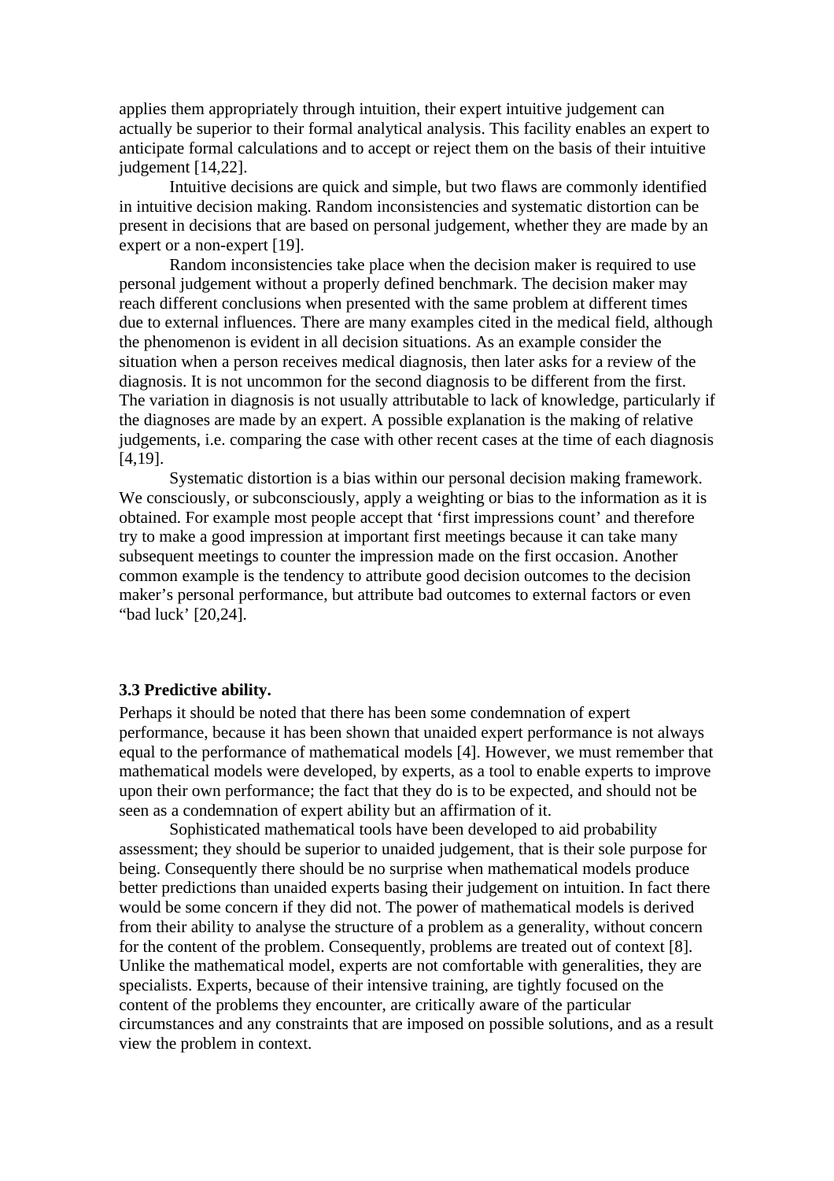applies them appropriately through intuition, their expert intuitive judgement can actually be superior to their formal analytical analysis. This facility enables an expert to anticipate formal calculations and to accept or reject them on the basis of their intuitive judgement [14,22].

Intuitive decisions are quick and simple, but two flaws are commonly identified in intuitive decision making. Random inconsistencies and systematic distortion can be present in decisions that are based on personal judgement, whether they are made by an expert or a non-expert [19].

Random inconsistencies take place when the decision maker is required to use personal judgement without a properly defined benchmark. The decision maker may reach different conclusions when presented with the same problem at different times due to external influences. There are many examples cited in the medical field, although the phenomenon is evident in all decision situations. As an example consider the situation when a person receives medical diagnosis, then later asks for a review of the diagnosis. It is not uncommon for the second diagnosis to be different from the first. The variation in diagnosis is not usually attributable to lack of knowledge, particularly if the diagnoses are made by an expert. A possible explanation is the making of relative judgements, i.e. comparing the case with other recent cases at the time of each diagnosis [4,19].

Systematic distortion is a bias within our personal decision making framework. We consciously, or subconsciously, apply a weighting or bias to the information as it is obtained. For example most people accept that 'first impressions count' and therefore try to make a good impression at important first meetings because it can take many subsequent meetings to counter the impression made on the first occasion. Another common example is the tendency to attribute good decision outcomes to the decision maker's personal performance, but attribute bad outcomes to external factors or even "bad luck' [20,24].

### 3.3 Predictive ability.

Perhaps it should be noted that there has been some condemnation of expert performance, because it has been shown that unaided expert performance is not always equal to the performance of mathematical models [4]. However, we must remember that mathematical models were developed, by experts, as a tool to enable experts to improve upon their own performance; the fact that they do is to be expected, and should not be seen as a condemnation of expert ability but an affirmation of it.

Sophisticated mathematical tools have been developed to aid probability assessment; they should be superior to unaided judgement, that is their sole purpose for being. Consequently there should be no surprise when mathematical models produce better predictions than unaided experts basing their judgement on intuition. In fact there would be some concern if they did not. The power of mathematical models is derived from their ability to analyse the structure of a problem as a generality, without concern for the content of the problem. Consequently, problems are treated out of context [8]. Unlike the mathematical model, experts are not comfortable with generalities, they are specialists. Experts, because of their intensive training, are tightly focused on the content of the problems they encounter, are critically aware of the particular circumstances and any constraints that are imposed on possible solutions, and as a result view the problem in context.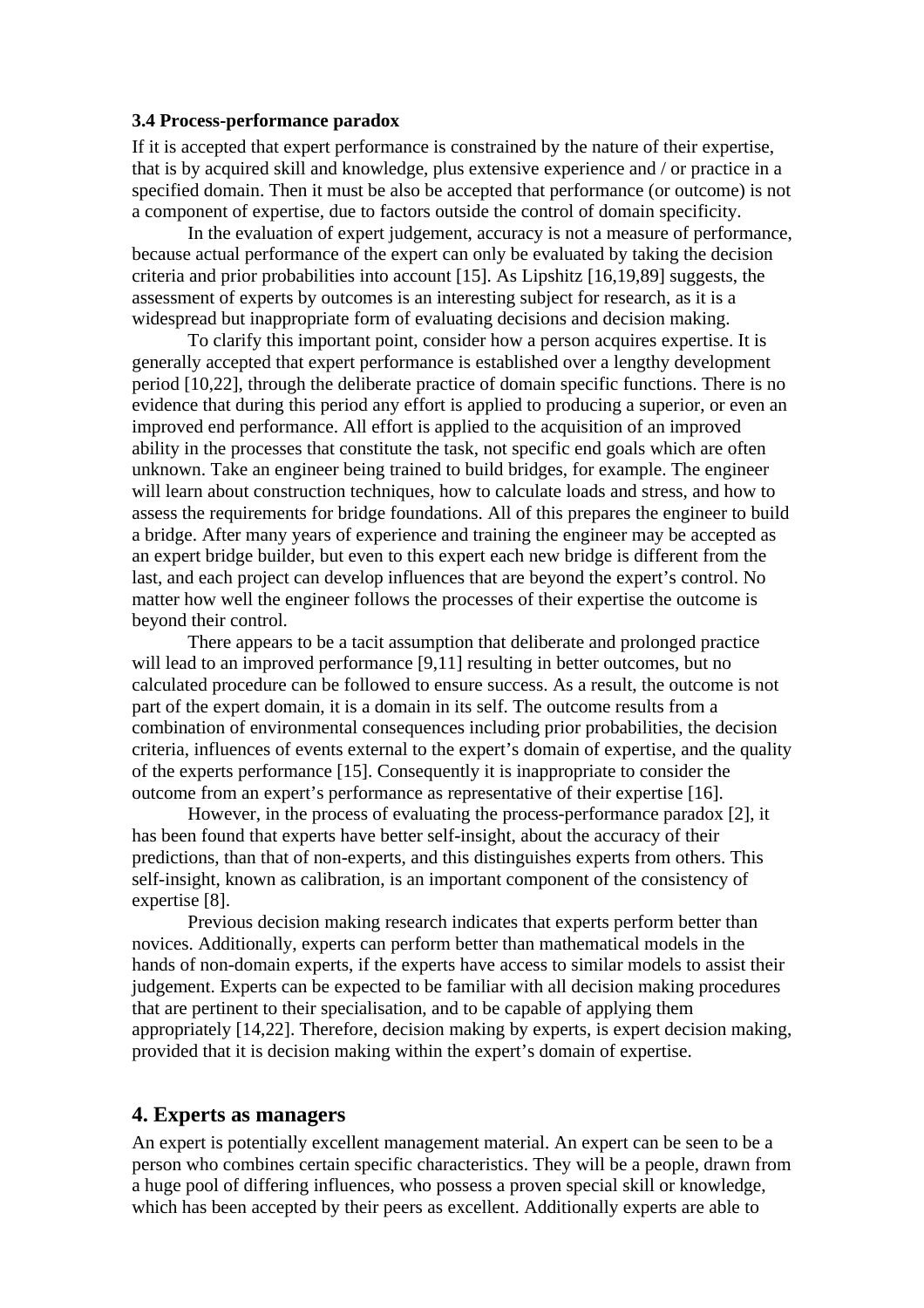### 3.4 Process-performance paradox

If it is accepted that expert performance is constrained by the nature of their expertise, that is by acquired skill and knowledge, plus extensive experience and / or practice in a specified domain. Then it must be also be accepted that performance (or outcome) is not a component of expertise, due to factors outside the control of domain specificity.

In the evaluation of expert judgement, accuracy is not a measure of performance, because actual performance of the expert can only be evaluated by taking the decision criteria and prior probabilities into account [15]. As Lipshitz [16,19,89] suggests, the assessment of experts by outcomes is an interesting subject for research, as it is a widespread but inappropriate form of evaluating decisions and decision making.

To clarify this important point, consider how a person acquires expertise. It is generally accepted that expert performance is established over a lengthy development period [10,22], through the deliberate practice of domain specific functions. There is no evidence that during this period any effort is applied to producing a superior, or even an improved end performance. All effort is applied to the acquisition of an improved ability in the processes that constitute the task, not specific end goals which are often unknown. Take an engineer being trained to build bridges, for example. The engineer will learn about construction techniques, how to calculate loads and stress, and how to assess the requirements for bridge foundations. All of this prepares the engineer to build a bridge. After many years of experience and training the engineer may be accepted as an expert bridge builder, but even to this expert each new bridge is different from the last, and each project can develop influences that are beyond the expert's control. No matter how well the engineer follows the processes of their expertise the outcome is beyond their control.

There appears to be a tacit assumption that deliberate and prolonged practice will lead to an improved performance [9,11] resulting in better outcomes, but no calculated procedure can be followed to ensure success. As a result, the outcome is not part of the expert domain, it is a domain in its self. The outcome results from a combination of environmental consequences including prior probabilities, the decision criteria, influences of events external to the expert's domain of expertise, and the quality of the experts performance [15]. Consequently it is inappropriate to consider the outcome from an expert's performance as representative of their expertise [16].

However, in the process of evaluating the process-performance paradox [2], it has been found that experts have better self-insight, about the accuracy of their predictions, than that of non-experts, and this distinguishes experts from others. This self-insight, known as calibration, is an important component of the consistency of expertise [8].

Previous decision making research indicates that experts perform better than novices. Additionally, experts can perform better than mathematical models in the hands of non-domain experts, if the experts have access to similar models to assist their judgement. Experts can be expected to be familiar with all decision making procedures that are pertinent to their specialisation, and to be capable of applying them appropriately [14,22]. Therefore, decision making by experts, is expert decision making, provided that it is decision making within the expert's domain of expertise.

## 4. Experts as managers

An expert is potentially excellent management material. An expert can be seen to be a person who combines certain specific characteristics. They will be a people, drawn from a huge pool of differing influences, who possess a proven special skill or knowledge, which has been accepted by their peers as excellent. Additionally experts are able to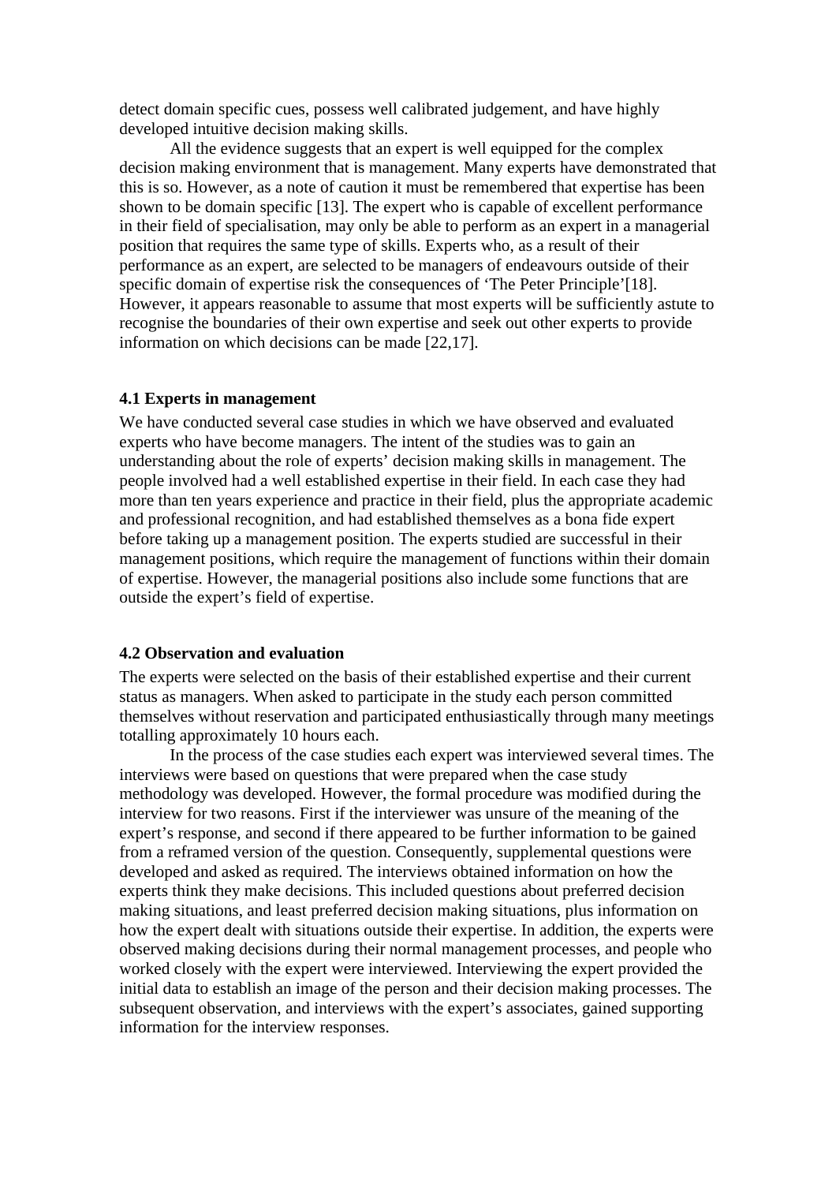detect domain specific cues, possess well calibrated judgement, and have highly developed intuitive decision making skills.

All the evidence suggests that an expert is well equipped for the complex decision making environment that is management. Many experts have demonstrated that this is so. However, as a note of caution it must be remembered that expertise has been shown to be domain specific [13]. The expert who is capable of excellent performance in their field of specialisation, may only be able to perform as an expert in a managerial position that requires the same type of skills. Experts who, as a result of their performance as an expert, are selected to be managers of endeavours outside of their specific domain of expertise risk the consequences of 'The Peter Principle'[18]. However, it appears reasonable to assume that most experts will be sufficiently astute to recognise the boundaries of their own expertise and seek out other experts to provide information on which decisions can be made [22,17].

### 4.1 Experts in management

We have conducted several case studies in which we have observed and evaluated experts who have become managers. The intent of the studies was to gain an understanding about the role of experts' decision making skills in management. The people involved had a well established expertise in their field. In each case they had more than ten years experience and practice in their field, plus the appropriate academic and professional recognition, and had established themselves as a bona fide expert before taking up a management position. The experts studied are successful in their management positions, which require the management of functions within their domain of expertise. However, the managerial positions also include some functions that are outside the expert's field of expertise.

### 4.2 Observation and evaluation

The experts were selected on the basis of their established expertise and their current status as managers. When asked to participate in the study each person committed themselves without reservation and participated enthusiastically through many meetings totalling approximately 10 hours each.

In the process of the case studies each expert was interviewed several times. The interviews were based on questions that were prepared when the case study methodology was developed. However, the formal procedure was modified during the interview for two reasons. First if the interviewer was unsure of the meaning of the expert's response, and second if there appeared to be further information to be gained from a reframed version of the question. Consequently, supplemental questions were developed and asked as required. The interviews obtained information on how the experts think they make decisions. This included questions about preferred decision making situations, and least preferred decision making situations, plus information on how the expert dealt with situations outside their expertise. In addition, the experts were observed making decisions during their normal management processes, and people who worked closely with the expert were interviewed. Interviewing the expert provided the initial data to establish an image of the person and their decision making processes. The subsequent observation, and interviews with the expert's associates, gained supporting information for the interview responses.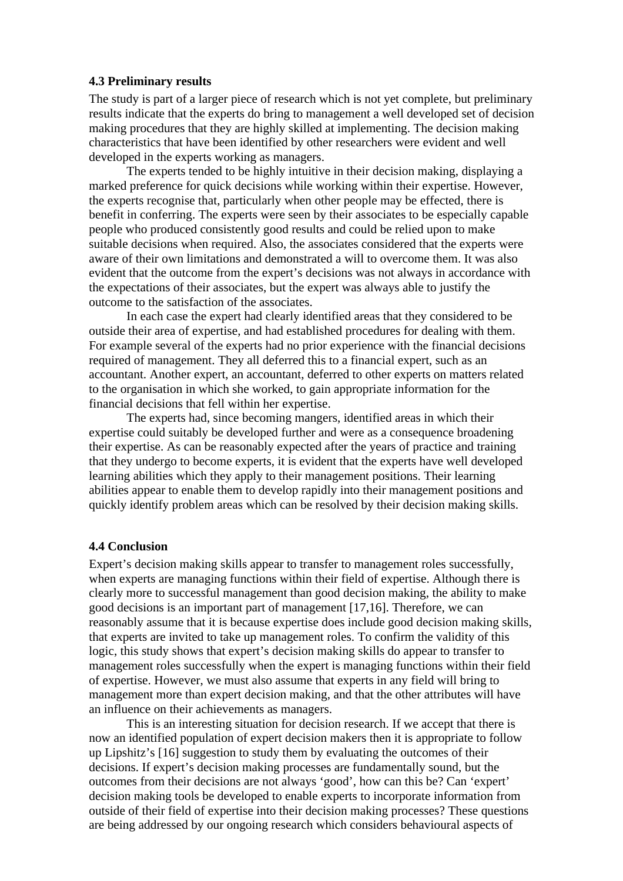### 4.3 Preliminary results

The study is part of a larger piece of research which is not yet complete, but preliminary results indicate that the experts do bring to management a well developed set of decision making procedures that they are highly skilled at implementing. The decision making characteristics that have been identified by other researchers were evident and well developed in the experts working as managers.

The experts tended to be highly intuitive in their decision making, displaying a marked preference for quick decisions while working within their expertise. However, the experts recognise that, particularly when other people may be effected, there is benefit in conferring. The experts were seen by their associates to be especially capable people who produced consistently good results and could be relied upon to make suitable decisions when required. Also, the associates considered that the experts were aware of their own limitations and demonstrated a will to overcome them. It was also evident that the outcome from the expert's decisions was not always in accordance with the expectations of their associates, but the expert was always able to justify the outcome to the satisfaction of the associates.

In each case the expert had clearly identified areas that they considered to be outside their area of expertise, and had established procedures for dealing with them. For example several of the experts had no prior experience with the financial decisions required of management. They all deferred this to a financial expert, such as an accountant. Another expert, an accountant, deferred to other experts on matters related to the organisation in which she worked, to gain appropriate information for the financial decisions that fell within her expertise.

The experts had, since becoming mangers, identified areas in which their expertise could suitably be developed further and were as a consequence broadening their expertise. As can be reasonably expected after the years of practice and training that they undergo to become experts, it is evident that the experts have well developed learning abilities which they apply to their management positions. Their learning abilities appear to enable them to develop rapidly into their management positions and quickly identify problem areas which can be resolved by their decision making skills.

### 4.4 Conclusion

Expert's decision making skills appear to transfer to management roles successfully, when experts are managing functions within their field of expertise. Although there is clearly more to successful management than good decision making, the ability to make good decisions is an important part of management [17,16]. Therefore, we can reasonably assume that it is because expertise does include good decision making skills, that experts are invited to take up management roles. To confirm the validity of this logic, this study shows that expert's decision making skills do appear to transfer to management roles successfully when the expert is managing functions within their field of expertise. However, we must also assume that experts in any field will bring to management more than expert decision making, and that the other attributes will have an influence on their achievements as managers.

This is an interesting situation for decision research. If we accept that there is now an identified population of expert decision makers then it is appropriate to follow up Lipshitz's [16] suggestion to study them by evaluating the outcomes of their decisions. If expert's decision making processes are fundamentally sound, but the outcomes from their decisions are not always 'good', how can this be? Can 'expert' decision making tools be developed to enable experts to incorporate information from outside of their field of expertise into their decision making processes? These questions are being addressed by our ongoing research which considers behavioural aspects of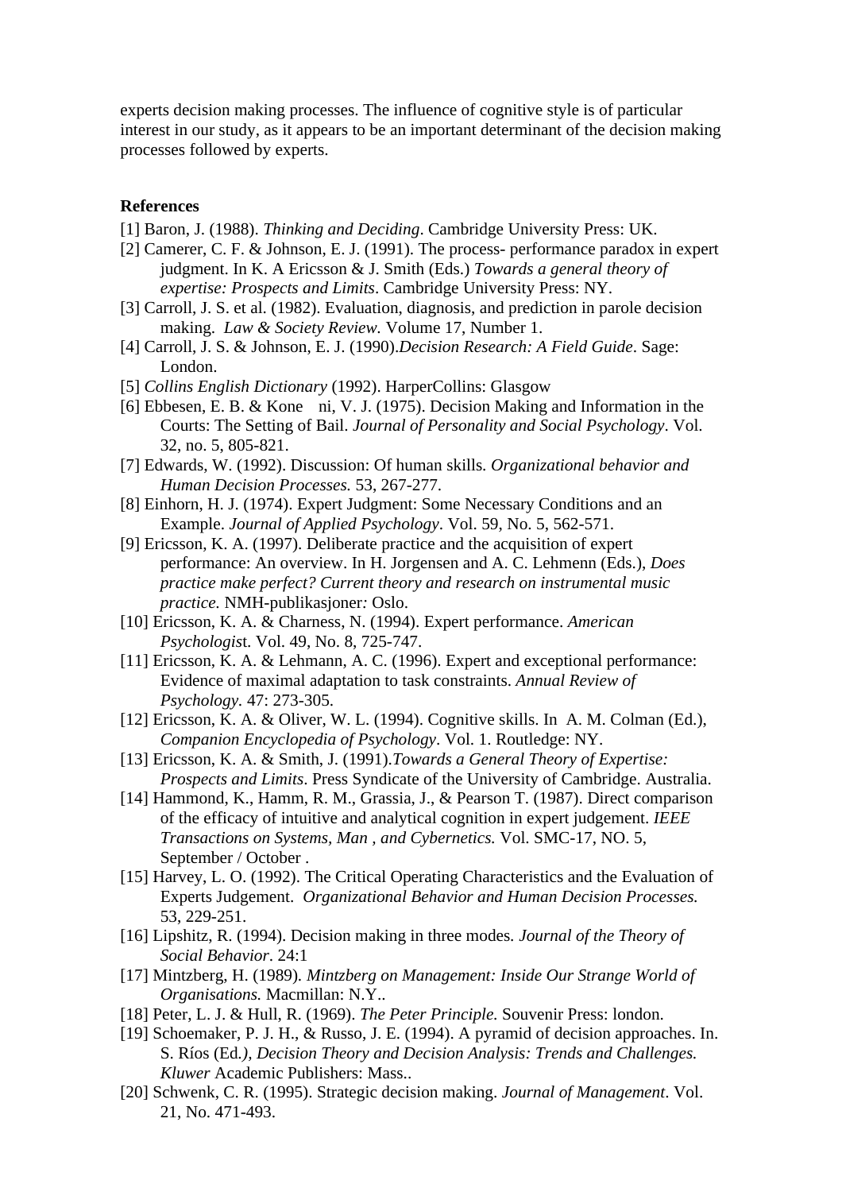experts decision making processes. The influence of cognitive style is of particular interest in our study, as it appears to be an important determinant of the decision making processes followed by experts.

**References**

[1] Baron, J. (1988). *Thinking and Deciding*. Cambridge University Press: UK.

[2] Camerer, C. F. & Johnson, E. J. (1991). The process- performance paradox in expert judgment. In K. A Ericsson & J. Smith (Eds.) *Towards a general theory of expertise: Prospects and Limits*. Cambridge University Press: NY.

[3] Carroll, J. S. et al. (1982). Evaluation, diagnosis, and prediction in parole decision making. *Law & Society Review.* Volume 17, Number 1.

[4] Carroll, J. S. & Johnson, E. J. (1990).*Decision Research: A Field Guide*. Sage: London.

[5] *Collins English Dictionary* (1992). HarperCollins: Glasgow

[6] Ebbesen, E. B. & Kone ni, V. J. (1975). Decision Making and Information in the Courts: The Setting of Bail. *Journal of Personality and Social Psychology*. Vol. 32, no. 5, 805-821.

[7] Edwards, W. (1992). Discussion: Of human skills*. Organizational behavior and Human Decision Processes.* 53, 267-277.

[8] Einhorn, H. J. (1974). Expert Judgment: Some Necessary Conditions and an Example. *Journal of Applied Psychology*. Vol. 59, No. 5, 562-571.

[9] Ericsson, K. A. (1997). Deliberate practice and the acquisition of expert performance: An overview. In H. Jorgensen and A. C. Lehmenn (Eds.), *Does practice make perfect? Current theory and research on instrumental music practice.* NMH-publikasjoner*:* Oslo.

[10] Ericsson, K. A. & Charness, N. (1994). Expert performance. *American Psychologis*t. Vol. 49, No. 8, 725-747.

[11] Ericsson, K. A. & Lehmann, A. C. (1996). Expert and exceptional performance: Evidence of maximal adaptation to task constraints. *Annual Review of Psychology.* 47: 273-305.

[12] Ericsson, K. A. & Oliver, W. L. (1994). Cognitive skills. In A. M. Colman (Ed.), *Companion Encyclopedia of Psychology*. Vol. 1. Routledge: NY.

[13] Ericsson, K. A. & Smith, J. (1991).*Towards a General Theory of Expertise: Prospects and Limits*. Press Syndicate of the University of Cambridge. Australia.

[14] Hammond, K., Hamm, R. M., Grassia, J., & Pearson T. (1987). Direct comparison of the efficacy of intuitive and analytical cognition in expert judgement*. IEEE Transactions on Systems, Man , and Cybernetics.* Vol. SMC-17, NO. 5, September / October .

[15] Harvey, L. O. (1992). The Critical Operating Characteristics and the Evaluation of Experts Judgement. *Organizational Behavior and Human Decision Processes.* 53, 229-251.

[16] Lipshitz, R. (1994). Decision making in three modes*. Journal of the Theory of Social Behavior*. 24:1

[17] Mintzberg, H. (1989)*. Mintzberg on Management: Inside Our Strange World of Organisations.* Macmillan: N.Y..

[18] Peter, L. J. & Hull, R. (1969). *The Peter Principle.* Souvenir Press: london.

[19] Schoemaker, P. J. H., & Russo, J. E. (1994). A pyramid of decision approaches. In. S. Ríos (Ed*.), Decision Theory and Decision Analysis: Trends and Challenges. Kluwer* Academic Publishers: Mass..

[20] Schwenk, C. R. (1995). Strategic decision making. *Journal of Management*. Vol. 21, No. 471-493.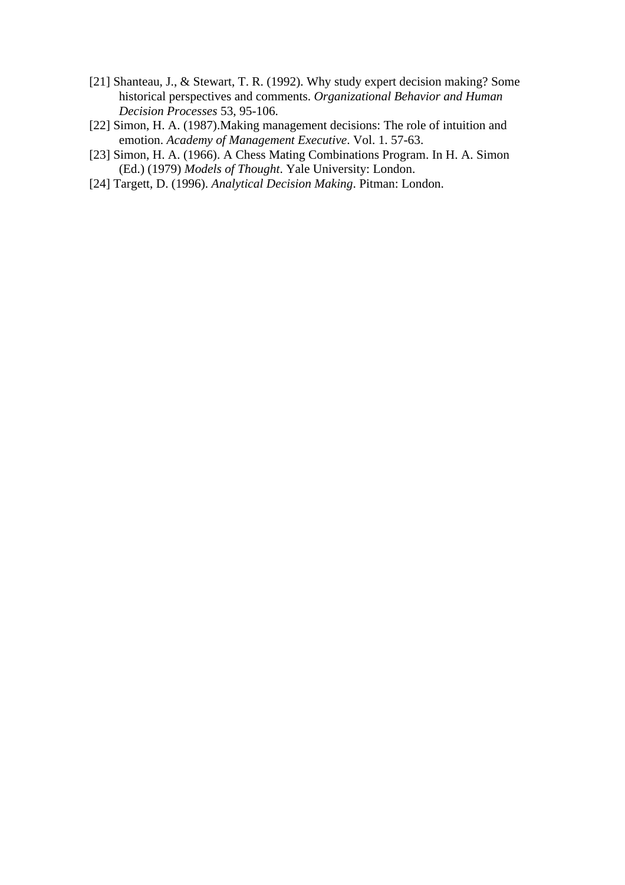[21] Shanteau, J., & Stewart, T. R. (1992). Why study expert decision making? Some historical perspectives and comments. *Organizational Behavior and Human Decision Processes* 53, 95-106.

[22] Simon, H. A. (1987).Making management decisions: The role of intuition and emotion. *Academy of Management Executive*. Vol. 1. 57-63.

[23] Simon, H. A. (1966). A Chess Mating Combinations Program. In H. A. Simon (Ed.) (1979) *Models of Thought*. Yale University: London.

[24] Targett, D. (1996). *Analytical Decision Making*. Pitman: London.